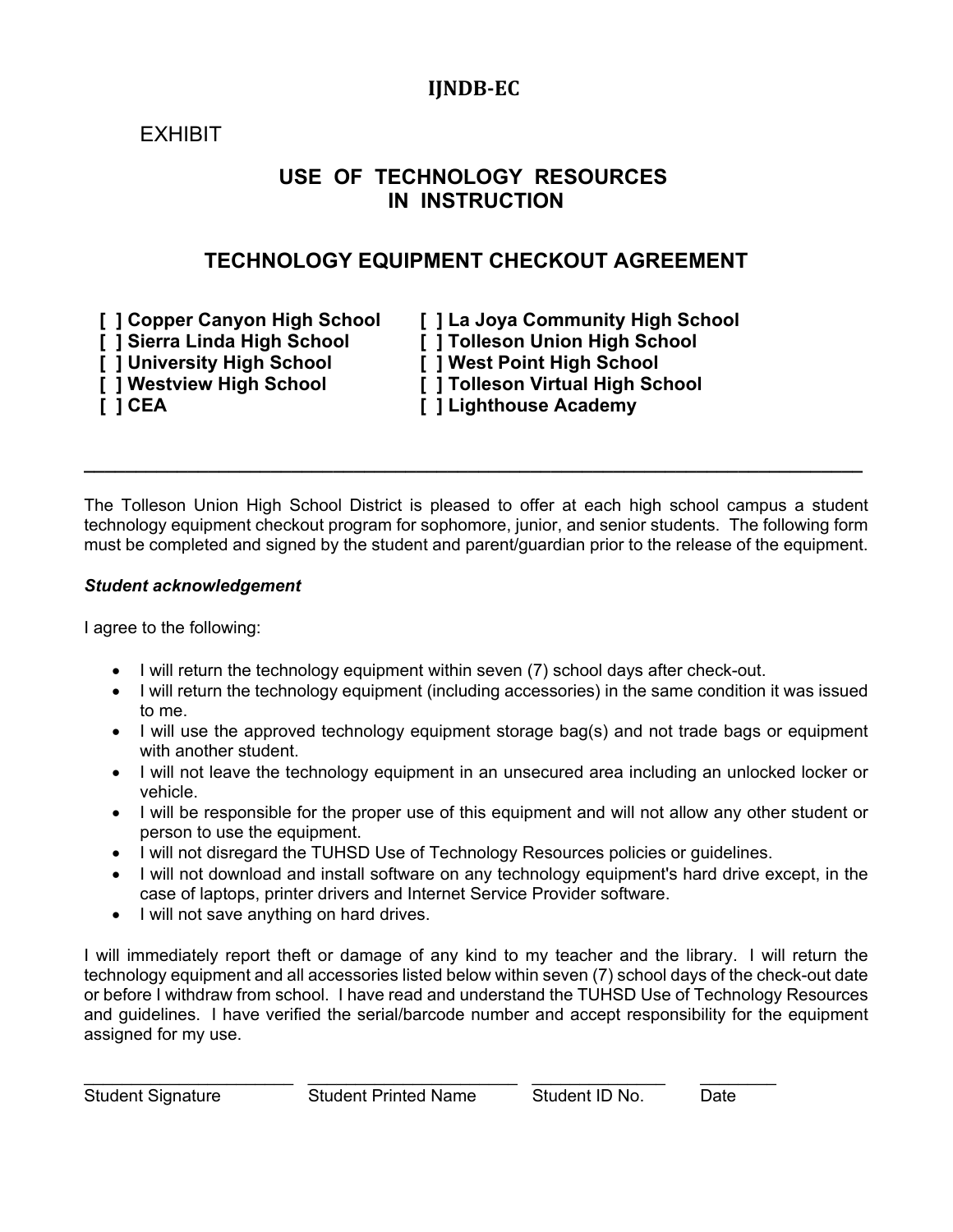**IJNDB-EC**

EXHIBIT

## USE OF TECHNOLOGY RESOURCES IN INSTRUCTION

## TECHNOLOGY EQUIPMENT CHECKOUT AGREEMENT

**[ ] Copper Canyon High School**
**[ ] Sierra Linda High School**
**[ ] University High School**
**[ ] Westview High School**
**[ ] CEA**
**[ ] La Joya Community High School**
**[ ] Tolleson Union High School**
**[ ] West Point High School**
**[ ] Tolleson Virtual High School**
**[ ] Lighthouse Academy**

---

The Tolleson Union High School District is pleased to offer at each high school campus a student technology equipment checkout program for sophomore, junior, and senior students. The following form must be completed and signed by the student and parent/guardian prior to the release of the equipment.

***Student acknowledgement***

I agree to the following:

- I will return the technology equipment within seven (7) school days after check-out.
- I will return the technology equipment (including accessories) in the same condition it was issued to me.
- I will use the approved technology equipment storage bag(s) and not trade bags or equipment with another student.
- I will not leave the technology equipment in an unsecured area including an unlocked locker or vehicle.
- I will be responsible for the proper use of this equipment and will not allow any other student or person to use the equipment.
- I will not disregard the TUHSD Use of Technology Resources policies or guidelines.
- I will not download and install software on any technology equipment's hard drive except, in the case of laptops, printer drivers and Internet Service Provider software.
- I will not save anything on hard drives.

I will immediately report theft or damage of any kind to my teacher and the library. I will return the technology equipment and all accessories listed below within seven (7) school days of the check-out date or before I withdraw from school. I have read and understand the TUHSD Use of Technology Resources and guidelines. I have verified the serial/barcode number and accept responsibility for the equipment assigned for my use.

______________________ ______________________ ______________ ________
Student Signature Student Printed Name Student ID No. Date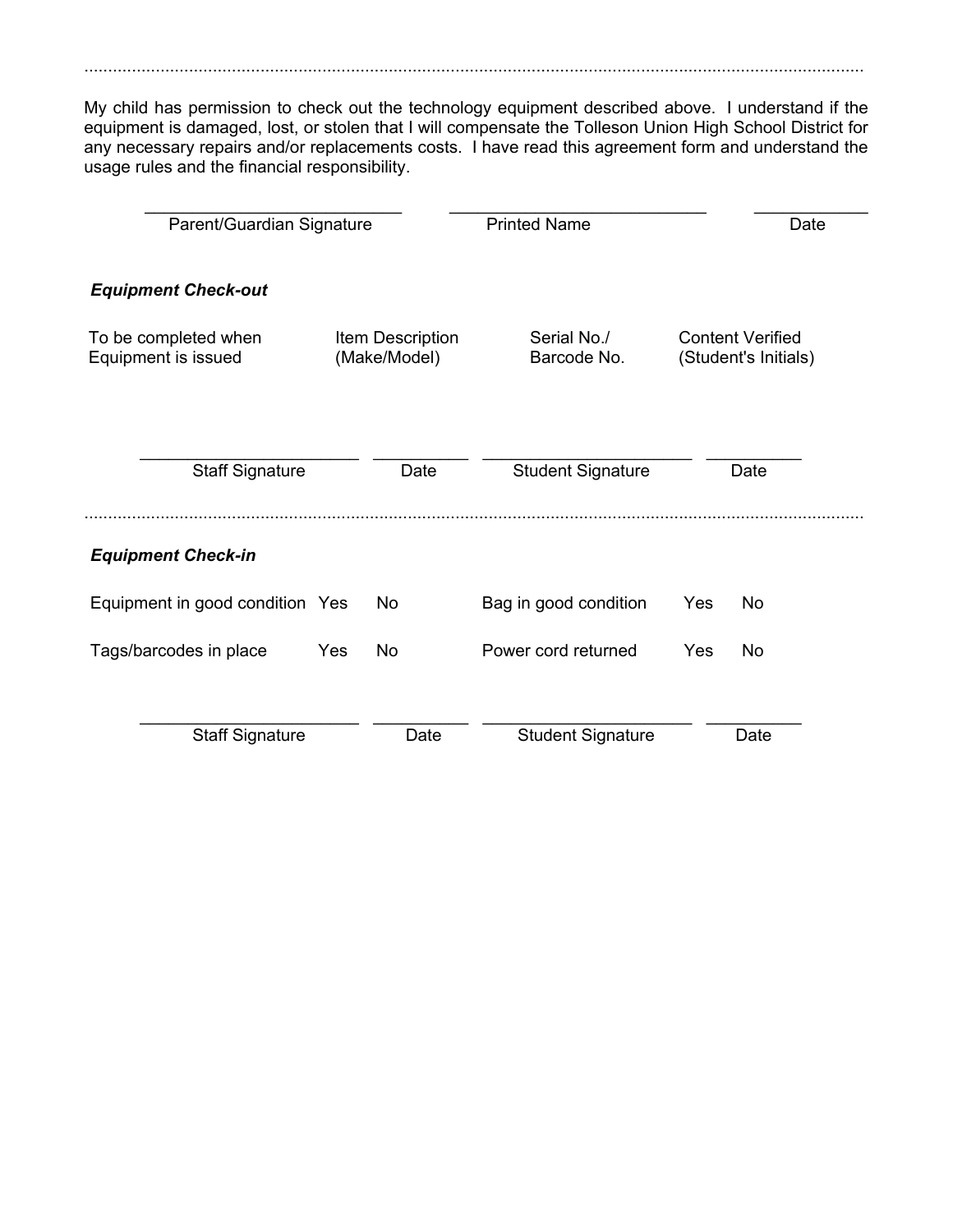My child has permission to check out the technology equipment described above. I understand if the equipment is damaged, lost, or stolen that I will compensate the Tolleson Union High School District for any necessary repairs and/or replacements costs. I have read this agreement form and understand the usage rules and the financial responsibility.

| Parent/Guardian Signature | Printed Name | Date |
|---|---|---|
| | | |

***Equipment Check-out***

| To be completed when Equipment is issued | Item Description (Make/Model) | Serial No./ Barcode No. | Content Verified (Student's Initials) |
|---|---|---|---|
| | | | |

| Staff Signature | Date | Student Signature | Date |
|---|---|---|---|
| | | | |

***Equipment Check-in***

| | | | | | |
|---|---|---|---|---|---|
| Equipment in good condition | Yes | No | Bag in good condition | Yes | No |
| Tags/barcodes in place | Yes | No | Power cord returned | Yes | No |

| Staff Signature | Date | Student Signature | Date |
|---|---|---|---|
| | | | |